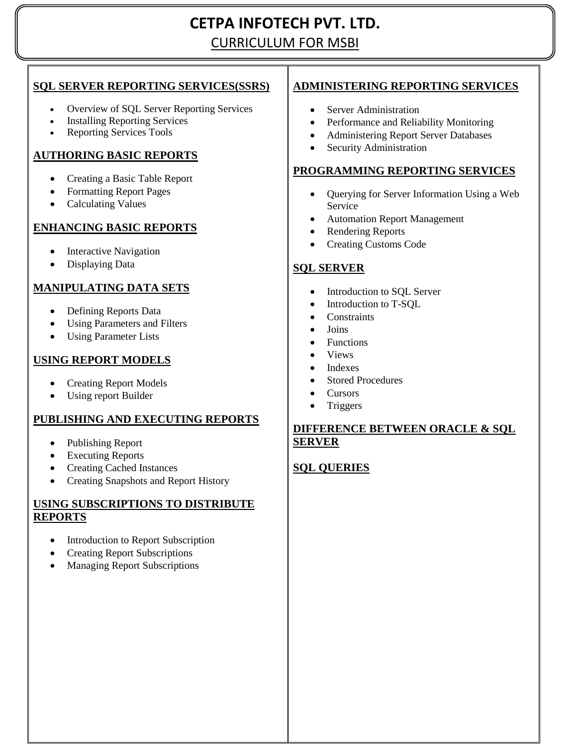# CETPA INFOTECH PVT. LTD.

## CURRICULUM FOR MSBI

### SQL SERVER REPORTING SERVICES(SSRS)

- Overview of SQL Server Reporting Services
- Installing Reporting Services
- Reporting Services Tools

### AUTHORING BASIC REPORTS

- Creating a Basic Table Report
- Formatting Report Pages
- Calculating Values

### ENHANCING BASIC REPORTS

- Interactive Navigation
- Displaying Data

### MANIPULATING DATA SETS

- Defining Reports Data
- Using Parameters and Filters
- Using Parameter Lists

### USING REPORT MODELS

- Creating Report Models
- Using report Builder

### PUBLISHING AND EXECUTING REPORTS

- Publishing Report
- Executing Reports
- Creating Cached Instances
- Creating Snapshots and Report History

### USING SUBSCRIPTIONS TO DISTRIBUTE REPORTS

- Introduction to Report Subscription
- Creating Report Subscriptions
- Managing Report Subscriptions

### ADMINISTERING REPORTING SERVICES

- Server Administration
- Performance and Reliability Monitoring
- Administering Report Server Databases
- Security Administration

### PROGRAMMING REPORTING SERVICES

- Querying for Server Information Using a Web Service
- Automation Report Management
- Rendering Reports
- Creating Customs Code

### SQL SERVER

- Introduction to SQL Server
- Introduction to T-SQL
- Constraints
- Joins
- Functions
- Views
- Indexes
- Stored Procedures
- Cursors
- Triggers

### DIFFERENCE BETWEEN ORACLE & SQL SERVER

### SQL QUERIES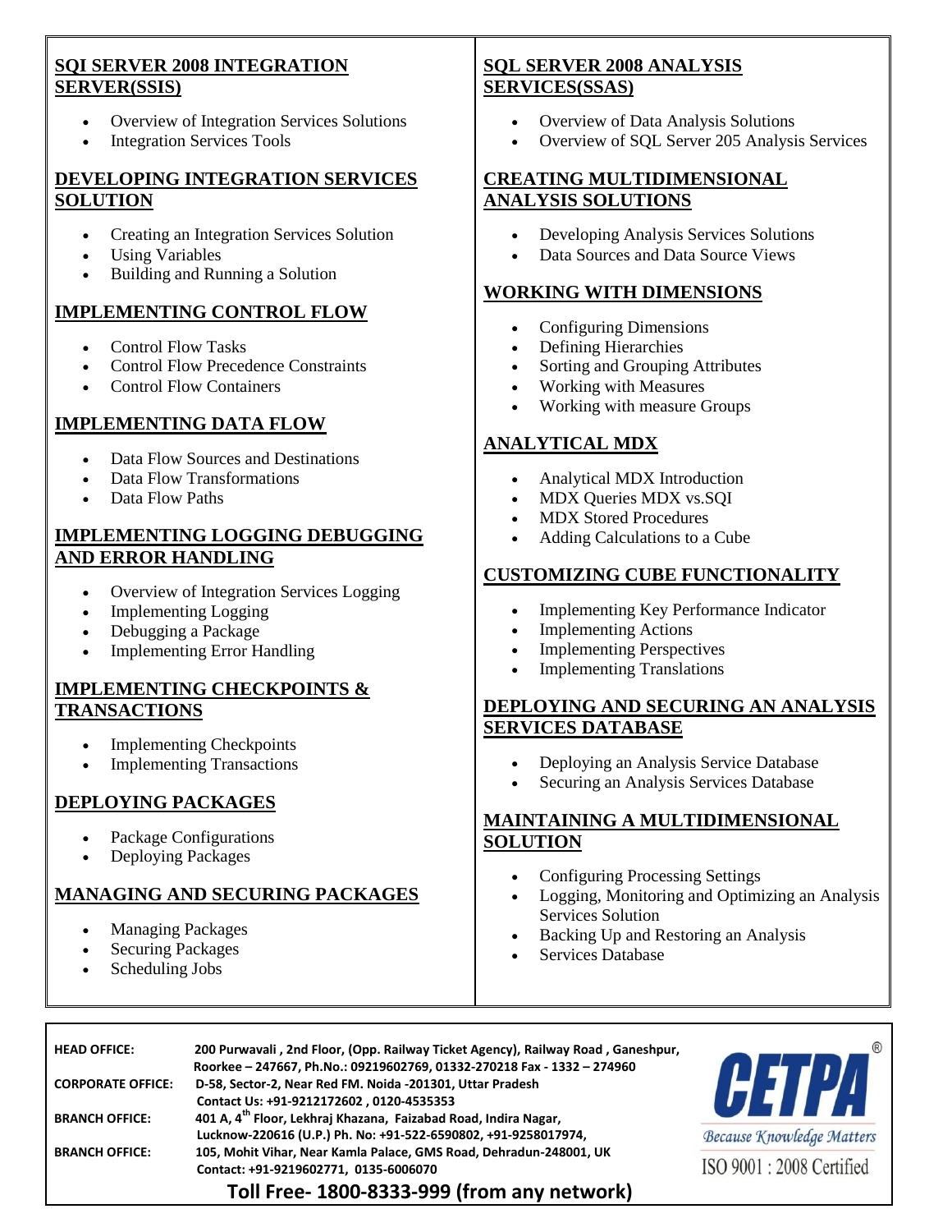## SQI SERVER 2008 INTEGRATION SERVER(SSIS)

- Overview of Integration Services Solutions
- Integration Services Tools

## DEVELOPING INTEGRATION SERVICES SOLUTION

- Creating an Integration Services Solution
- Using Variables
- Building and Running a Solution

## IMPLEMENTING CONTROL FLOW

- Control Flow Tasks
- Control Flow Precedence Constraints
- Control Flow Containers

## IMPLEMENTING DATA FLOW

- Data Flow Sources and Destinations
- Data Flow Transformations
- Data Flow Paths

## IMPLEMENTING LOGGING DEBUGGING AND ERROR HANDLING

- Overview of Integration Services Logging
- Implementing Logging
- Debugging a Package
- Implementing Error Handling

## IMPLEMENTING CHECKPOINTS & TRANSACTIONS

- Implementing Checkpoints
- Implementing Transactions

## DEPLOYING PACKAGES

- Package Configurations
- Deploying Packages

## MANAGING AND SECURING PACKAGES

- Managing Packages
- Securing Packages
- Scheduling Jobs

## SQL SERVER 2008 ANALYSIS SERVICES(SSAS)

- Overview of Data Analysis Solutions
- Overview of SQL Server 205 Analysis Services

## CREATING MULTIDIMENSIONAL ANALYSIS SOLUTIONS

- Developing Analysis Services Solutions
- Data Sources and Data Source Views

## WORKING WITH DIMENSIONS

- Configuring Dimensions
- Defining Hierarchies
- Sorting and Grouping Attributes
- Working with Measures
- Working with measure Groups

## ANALYTICAL MDX

- Analytical MDX Introduction
- MDX Queries MDX vs.SQI
- MDX Stored Procedures
- Adding Calculations to a Cube

## CUSTOMIZING CUBE FUNCTIONALITY

- Implementing Key Performance Indicator
- Implementing Actions
- Implementing Perspectives
- Implementing Translations

## DEPLOYING AND SECURING AN ANALYSIS SERVICES DATABASE

- Deploying an Analysis Service Database
- Securing an Analysis Services Database

## MAINTAINING A MULTIDIMENSIONAL SOLUTION

- Configuring Processing Settings
- Logging, Monitoring and Optimizing an Analysis Services Solution
- Backing Up and Restoring an Analysis
- Services Database

---

**HEAD OFFICE:** 200 Purwavali , 2nd Floor, (Opp. Railway Ticket Agency), Railway Road , Ganeshpur, Roorkee – 247667, Ph.No.: 09219602769, 01332-270218 Fax - 1332 – 274960

**CORPORATE OFFICE:** D-58, Sector-2, Near Red FM. Noida -201301, Uttar Pradesh Contact Us: +91-9212172602 , 0120-4535353

**BRANCH OFFICE:** 401 A, 4th Floor, Lekhraj Khazana, Faizabad Road, Indira Nagar, Lucknow-220616 (U.P.) Ph. No: +91-522-6590802, +91-9258017974,

**BRANCH OFFICE:** 105, Mohit Vihar, Near Kamla Palace, GMS Road, Dehradun-248001, UK Contact: +91-9219602771, 0135-6006070

**CETPA®** *Because Knowledge Matters* ISO 9001 : 2008 Certified

**Toll Free- 1800-8333-999 (from any network)**